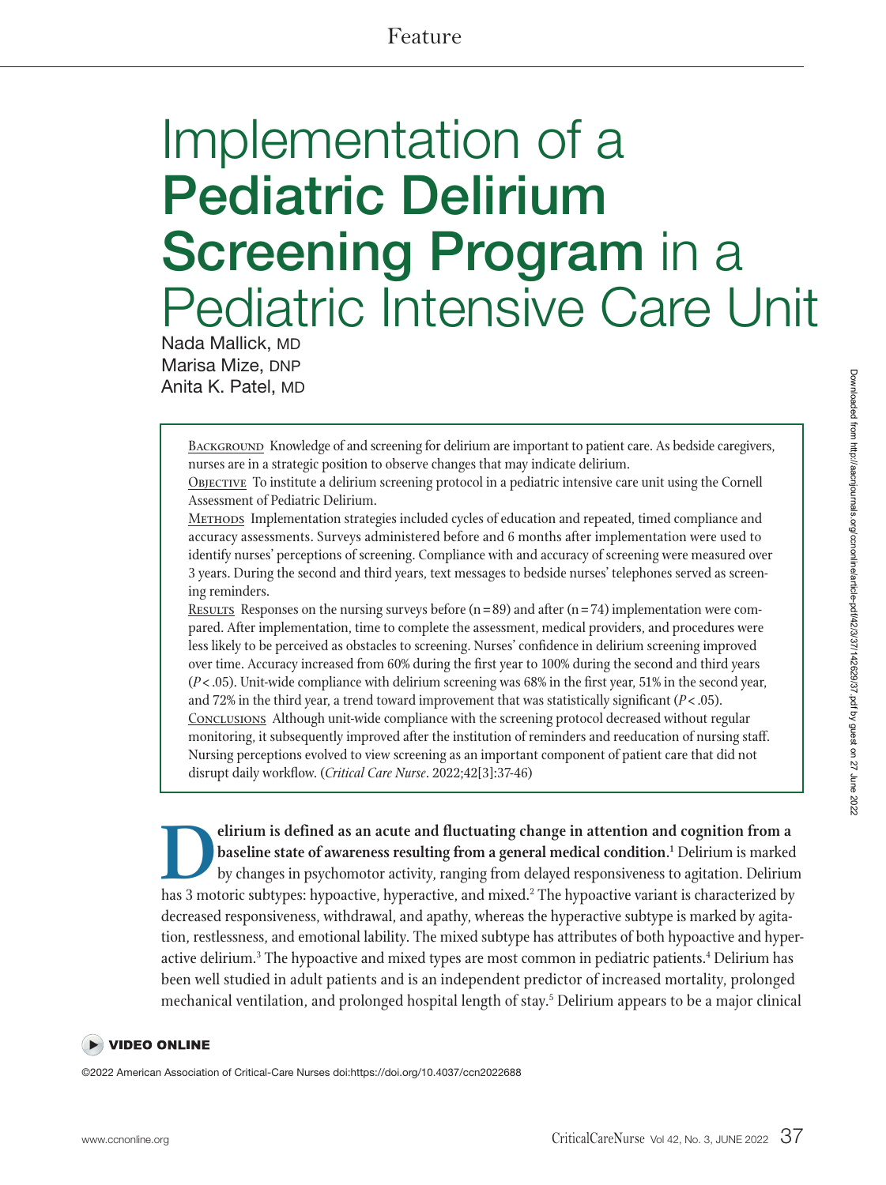Feature

# Implementation of a **Pediatric Delirium Screening Program** in a Pediatric Intensive Care Unit

Nada Mallick, MD
Marisa Mize, DNP
Anita K. Patel, MD

**BACKGROUND** Knowledge of and screening for delirium are important to patient care. As bedside caregivers, nurses are in a strategic position to observe changes that may indicate delirium.

**OBJECTIVE** To institute a delirium screening protocol in a pediatric intensive care unit using the Cornell Assessment of Pediatric Delirium.

**METHODS** Implementation strategies included cycles of education and repeated, timed compliance and accuracy assessments. Surveys administered before and 6 months after implementation were used to identify nurses' perceptions of screening. Compliance with and accuracy of screening were measured over 3 years. During the second and third years, text messages to bedside nurses' telephones served as screening reminders.

**RESULTS** Responses on the nursing surveys before (n = 89) and after (n = 74) implementation were compared. After implementation, time to complete the assessment, medical providers, and procedures were less likely to be perceived as obstacles to screening. Nurses' confidence in delirium screening improved over time. Accuracy increased from 60% during the first year to 100% during the second and third years ($P < .05$). Unit-wide compliance with delirium screening was 68% in the first year, 51% in the second year, and 72% in the third year, a trend toward improvement that was statistically significant ($P < .05$).

**CONCLUSIONS** Although unit-wide compliance with the screening protocol decreased without regular monitoring, it subsequently improved after the institution of reminders and reeducation of nursing staff. Nursing perceptions evolved to view screening as an important component of patient care that did not disrupt daily workflow. (*Critical Care Nurse*. 2022;42[3]:37-46)

**Delirium is defined as an acute and fluctuating change in attention and cognition from a baseline state of awareness resulting from a general medical condition.**[1] Delirium is marked by changes in psychomotor activity, ranging from delayed responsiveness to agitation. Delirium has 3 motoric subtypes: hypoactive, hyperactive, and mixed.[2] The hypoactive variant is characterized by decreased responsiveness, withdrawal, and apathy, whereas the hyperactive subtype is marked by agitation, restlessness, and emotional lability. The mixed subtype has attributes of both hypoactive and hyperactive delirium.[3] The hypoactive and mixed types are most common in pediatric patients.[4] Delirium has been well studied in adult patients and is an independent predictor of increased mortality, prolonged mechanical ventilation, and prolonged hospital length of stay.[5] Delirium appears to be a major clinical

VIDEO ONLINE

©2022 American Association of Critical-Care Nurses doi:https://doi.org/10.4037/ccn2022688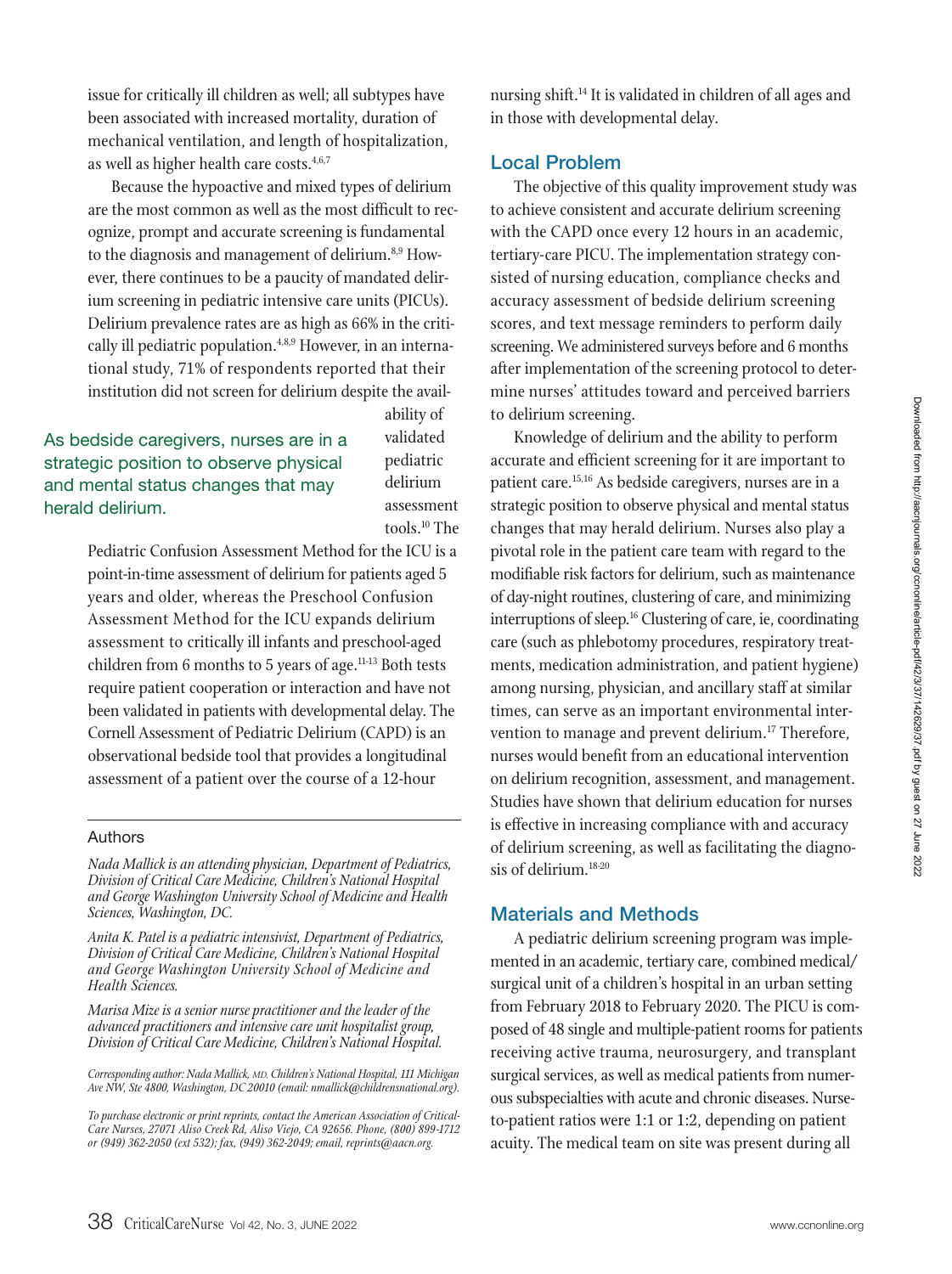issue for critically ill children as well; all subtypes have been associated with increased mortality, duration of mechanical ventilation, and length of hospitalization, as well as higher health care costs.[4,6,7]

Because the hypoactive and mixed types of delirium are the most common as well as the most difficult to recognize, prompt and accurate screening is fundamental to the diagnosis and management of delirium.[8,9] However, there continues to be a paucity of mandated delirium screening in pediatric intensive care units (PICUs). Delirium prevalence rates are as high as 66% in the critically ill pediatric population.[4,8,9] However, in an international study, 71% of respondents reported that their institution did not screen for delirium despite the availability of validated pediatric delirium assessment tools.[10] The Pediatric Confusion Assessment Method for the ICU is a point-in-time assessment of delirium for patients aged 5 years and older, whereas the Preschool Confusion Assessment Method for the ICU expands delirium assessment to critically ill infants and preschool-aged children from 6 months to 5 years of age.[11-13] Both tests require patient cooperation or interaction and have not been validated in patients with developmental delay. The Cornell Assessment of Pediatric Delirium (CAPD) is an observational bedside tool that provides a longitudinal assessment of a patient over the course of a 12-hour nursing shift.[14] It is validated in children of all ages and in those with developmental delay.

> As bedside caregivers, nurses are in a strategic position to observe physical and mental status changes that may herald delirium.

### Authors

*Nada Mallick is an attending physician, Department of Pediatrics, Division of Critical Care Medicine, Children's National Hospital and George Washington University School of Medicine and Health Sciences, Washington, DC.*

*Anita K. Patel is a pediatric intensivist, Department of Pediatrics, Division of Critical Care Medicine, Children's National Hospital and George Washington University School of Medicine and Health Sciences.*

*Marisa Mize is a senior nurse practitioner and the leader of the advanced practitioners and intensive care unit hospitalist group, Division of Critical Care Medicine, Children's National Hospital.*

*Corresponding author: Nada Mallick, MD, Children's National Hospital, 111 Michigan Ave NW, Ste 4800, Washington, DC 20010 (email: nmallick@childrensnational.org).*

*To purchase electronic or print reprints, contact the American Association of Critical-Care Nurses, 27071 Aliso Creek Rd, Aliso Viejo, CA 92656. Phone, (800) 899-1712 or (949) 362-2050 (ext 532); fax, (949) 362-2049; email, reprints@aacn.org.*

## Local Problem

The objective of this quality improvement study was to achieve consistent and accurate delirium screening with the CAPD once every 12 hours in an academic, tertiary-care PICU. The implementation strategy consisted of nursing education, compliance checks and accuracy assessment of bedside delirium screening scores, and text message reminders to perform daily screening. We administered surveys before and 6 months after implementation of the screening protocol to determine nurses' attitudes toward and perceived barriers to delirium screening.

Knowledge of delirium and the ability to perform accurate and efficient screening for it are important to patient care.[15,16] As bedside caregivers, nurses are in a strategic position to observe physical and mental status changes that may herald delirium. Nurses also play a pivotal role in the patient care team with regard to the modifiable risk factors for delirium, such as maintenance of day-night routines, clustering of care, and minimizing interruptions of sleep.[16] Clustering of care, ie, coordinating care (such as phlebotomy procedures, respiratory treatments, medication administration, and patient hygiene) among nursing, physician, and ancillary staff at similar times, can serve as an important environmental intervention to manage and prevent delirium.[17] Therefore, nurses would benefit from an educational intervention on delirium recognition, assessment, and management. Studies have shown that delirium education for nurses is effective in increasing compliance with and accuracy of delirium screening, as well as facilitating the diagnosis of delirium.[18-20]

## Materials and Methods

A pediatric delirium screening program was implemented in an academic, tertiary care, combined medical/surgical unit of a children's hospital in an urban setting from February 2018 to February 2020. The PICU is composed of 48 single and multiple-patient rooms for patients receiving active trauma, neurosurgery, and transplant surgical services, as well as medical patients from numerous subspecialties with acute and chronic diseases. Nurse-to-patient ratios were 1:1 or 1:2, depending on patient acuity. The medical team on site was present during all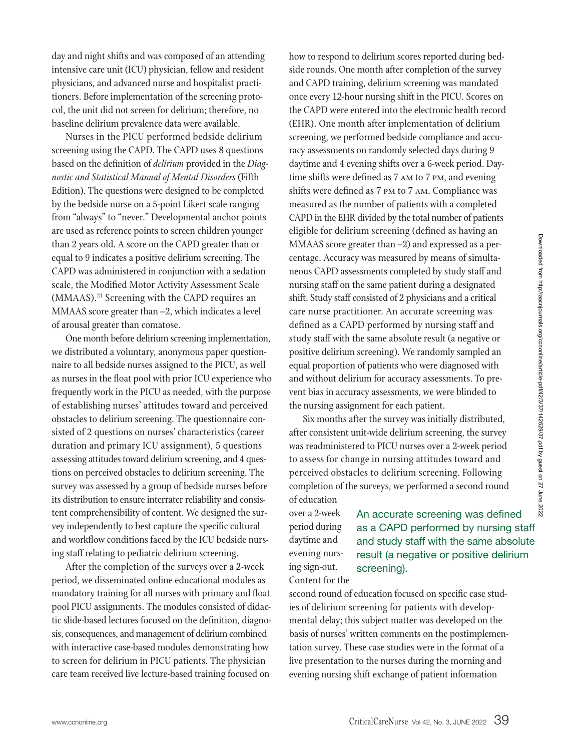day and night shifts and was composed of an attending intensive care unit (ICU) physician, fellow and resident physicians, and advanced nurse and hospitalist practitioners. Before implementation of the screening protocol, the unit did not screen for delirium; therefore, no baseline delirium prevalence data were available.

Nurses in the PICU performed bedside delirium screening using the CAPD. The CAPD uses 8 questions based on the definition of *delirium* provided in the *Diagnostic and Statistical Manual of Mental Disorders* (Fifth Edition). The questions were designed to be completed by the bedside nurse on a 5-point Likert scale ranging from "always" to "never." Developmental anchor points are used as reference points to screen children younger than 2 years old. A score on the CAPD greater than or equal to 9 indicates a positive delirium screening. The CAPD was administered in conjunction with a sedation scale, the Modified Motor Activity Assessment Scale (MMAAS).[21] Screening with the CAPD requires an MMAAS score greater than −2, which indicates a level of arousal greater than comatose.

One month before delirium screening implementation, we distributed a voluntary, anonymous paper questionnaire to all bedside nurses assigned to the PICU, as well as nurses in the float pool with prior ICU experience who frequently work in the PICU as needed, with the purpose of establishing nurses' attitudes toward and perceived obstacles to delirium screening. The questionnaire consisted of 2 questions on nurses' characteristics (career duration and primary ICU assignment), 5 questions assessing attitudes toward delirium screening, and 4 questions on perceived obstacles to delirium screening. The survey was assessed by a group of bedside nurses before its distribution to ensure interrater reliability and consistent comprehensibility of content. We designed the survey independently to best capture the specific cultural and workflow conditions faced by the ICU bedside nursing staff relating to pediatric delirium screening.

After the completion of the surveys over a 2-week period, we disseminated online educational modules as mandatory training for all nurses with primary and float pool PICU assignments. The modules consisted of didactic slide-based lectures focused on the definition, diagnosis, consequences, and management of delirium combined with interactive case-based modules demonstrating how to screen for delirium in PICU patients. The physician care team received live lecture-based training focused on how to respond to delirium scores reported during bedside rounds. One month after completion of the survey and CAPD training, delirium screening was mandated once every 12-hour nursing shift in the PICU. Scores on the CAPD were entered into the electronic health record (EHR). One month after implementation of delirium screening, we performed bedside compliance and accuracy assessments on randomly selected days during 9 daytime and 4 evening shifts over a 6-week period. Daytime shifts were defined as 7 AM to 7 PM, and evening shifts were defined as 7 PM to 7 AM. Compliance was measured as the number of patients with a completed CAPD in the EHR divided by the total number of patients eligible for delirium screening (defined as having an MMAAS score greater than −2) and expressed as a percentage. Accuracy was measured by means of simultaneous CAPD assessments completed by study staff and nursing staff on the same patient during a designated shift. Study staff consisted of 2 physicians and a critical care nurse practitioner. An accurate screening was defined as a CAPD performed by nursing staff and study staff with the same absolute result (a negative or positive delirium screening). We randomly sampled an equal proportion of patients who were diagnosed with and without delirium for accuracy assessments. To prevent bias in accuracy assessments, we were blinded to the nursing assignment for each patient.

Six months after the survey was initially distributed, after consistent unit-wide delirium screening, the survey was readministered to PICU nurses over a 2-week period to assess for change in nursing attitudes toward and perceived obstacles to delirium screening. Following completion of the surveys, we performed a second round of education over a 2-week period during daytime and evening nursing sign-out. Content for the second round of education focused on specific case studies of delirium screening for patients with developmental delay; this subject matter was developed on the basis of nurses' written comments on the postimplementation survey. These case studies were in the format of a live presentation to the nurses during the morning and evening nursing shift exchange of patient information

> An accurate screening was defined as a CAPD performed by nursing staff and study staff with the same absolute result (a negative or positive delirium screening).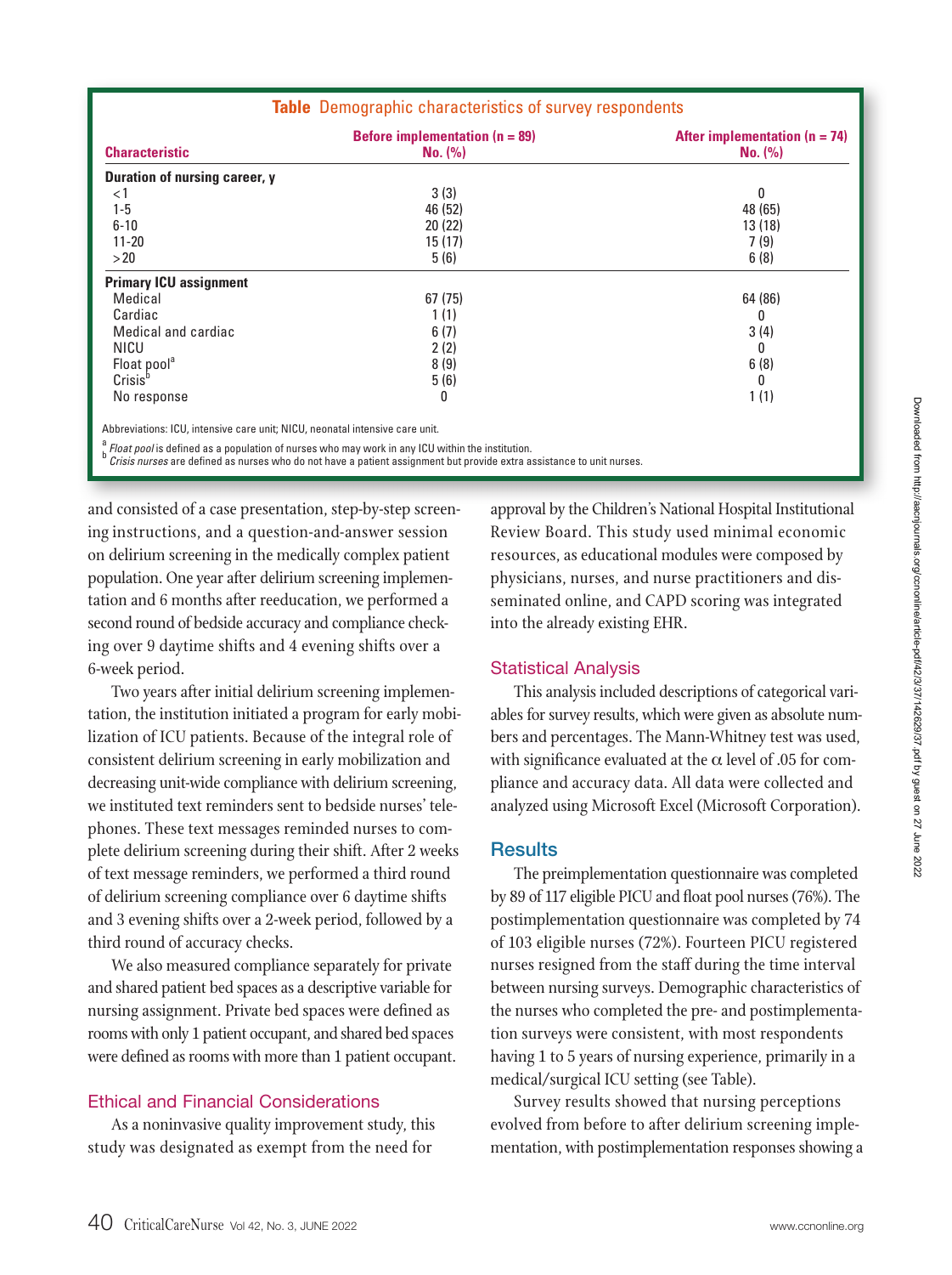**Table** Demographic characteristics of survey respondents

| Characteristic | Before implementation (n = 89) No. (%) | After implementation (n = 74) No. (%) |
|---|---|---|
| **Duration of nursing career, y** | | |
| <1 | 3 (3) | 0 |
| 1-5 | 46 (52) | 48 (65) |
| 6-10 | 20 (22) | 13 (18) |
| 11-20 | 15 (17) | 7 (9) |
| >20 | 5 (6) | 6 (8) |
| **Primary ICU assignment** | | |
| Medical | 67 (75) | 64 (86) |
| Cardiac | 1 (1) | 0 |
| Medical and cardiac | 6 (7) | 3 (4) |
| NICU | 2 (2) | 0 |
| Float pool[a] | 8 (9) | 6 (8) |
| Crisis[b] | 5 (6) | 0 |
| No response | 0 | 1 (1) |

Abbreviations: ICU, intensive care unit; NICU, neonatal intensive care unit.

[a] *Float pool* is defined as a population of nurses who may work in any ICU within the institution.

[b] *Crisis nurses* are defined as nurses who do not have a patient assignment but provide extra assistance to unit nurses.

and consisted of a case presentation, step-by-step screening instructions, and a question-and-answer session on delirium screening in the medically complex patient population. One year after delirium screening implementation and 6 months after reeducation, we performed a second round of bedside accuracy and compliance checking over 9 daytime shifts and 4 evening shifts over a 6-week period.

Two years after initial delirium screening implementation, the institution initiated a program for early mobilization of ICU patients. Because of the integral role of consistent delirium screening in early mobilization and decreasing unit-wide compliance with delirium screening, we instituted text reminders sent to bedside nurses' telephones. These text messages reminded nurses to complete delirium screening during their shift. After 2 weeks of text message reminders, we performed a third round of delirium screening compliance over 6 daytime shifts and 3 evening shifts over a 2-week period, followed by a third round of accuracy checks.

We also measured compliance separately for private and shared patient bed spaces as a descriptive variable for nursing assignment. Private bed spaces were defined as rooms with only 1 patient occupant, and shared bed spaces were defined as rooms with more than 1 patient occupant.

## Ethical and Financial Considerations

As a noninvasive quality improvement study, this study was designated as exempt from the need for approval by the Children's National Hospital Institutional Review Board. This study used minimal economic resources, as educational modules were composed by physicians, nurses, and nurse practitioners and disseminated online, and CAPD scoring was integrated into the already existing EHR.

## Statistical Analysis

This analysis included descriptions of categorical variables for survey results, which were given as absolute numbers and percentages. The Mann-Whitney test was used, with significance evaluated at the $\alpha$ level of .05 for compliance and accuracy data. All data were collected and analyzed using Microsoft Excel (Microsoft Corporation).

## Results

The preimplementation questionnaire was completed by 89 of 117 eligible PICU and float pool nurses (76%). The postimplementation questionnaire was completed by 74 of 103 eligible nurses (72%). Fourteen PICU registered nurses resigned from the staff during the time interval between nursing surveys. Demographic characteristics of the nurses who completed the pre- and postimplementation surveys were consistent, with most respondents having 1 to 5 years of nursing experience, primarily in a medical/surgical ICU setting (see Table).

Survey results showed that nursing perceptions evolved from before to after delirium screening implementation, with postimplementation responses showing a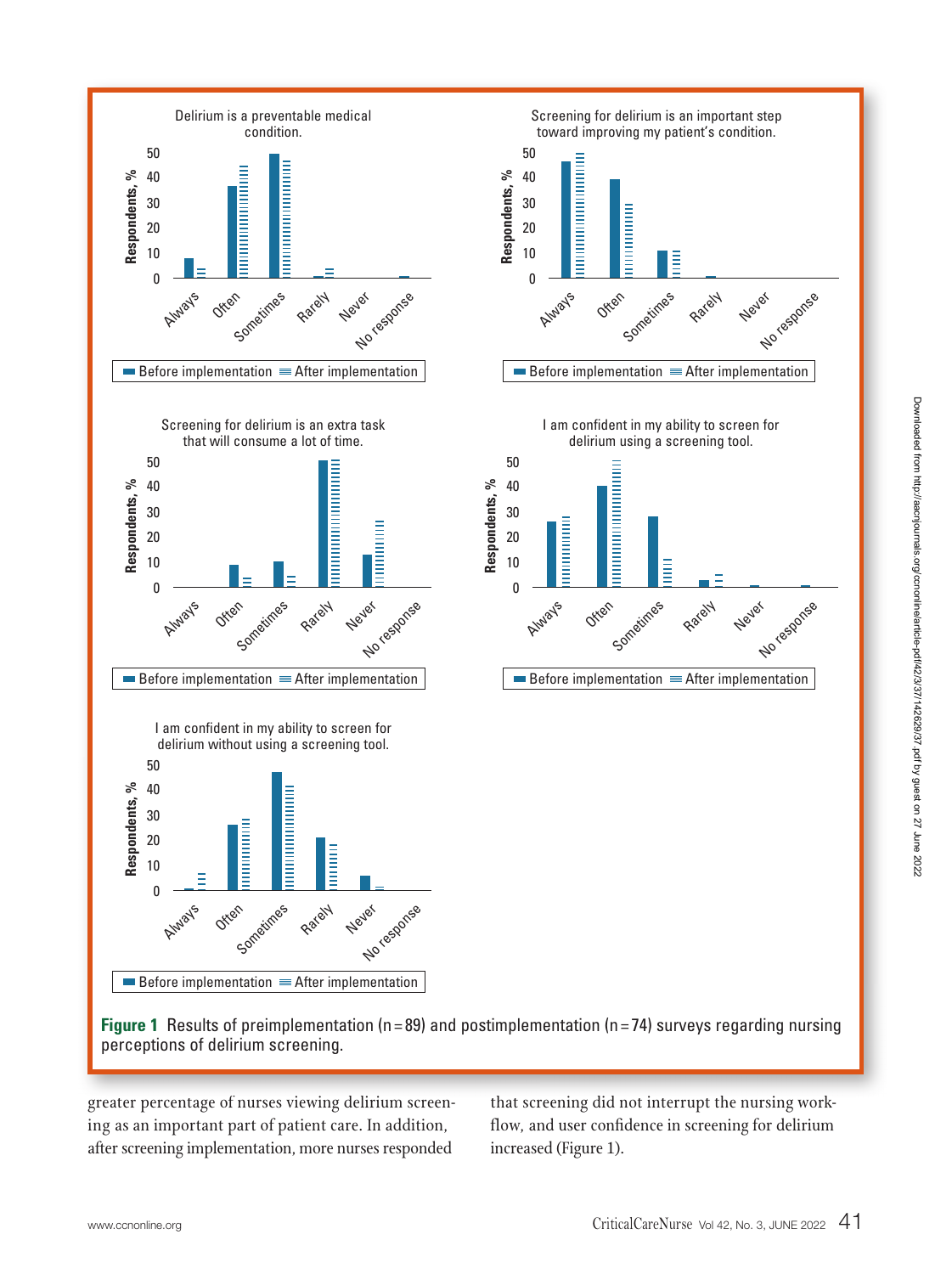Figure 1 Results of preimplementation (n = 89) and postimplementation (n = 74) surveys regarding nursing perceptions of delirium screening.

greater percentage of nurses viewing delirium screening as an important part of patient care. In addition, after screening implementation, more nurses responded that screening did not interrupt the nursing workflow, and user confidence in screening for delirium increased (Figure 1).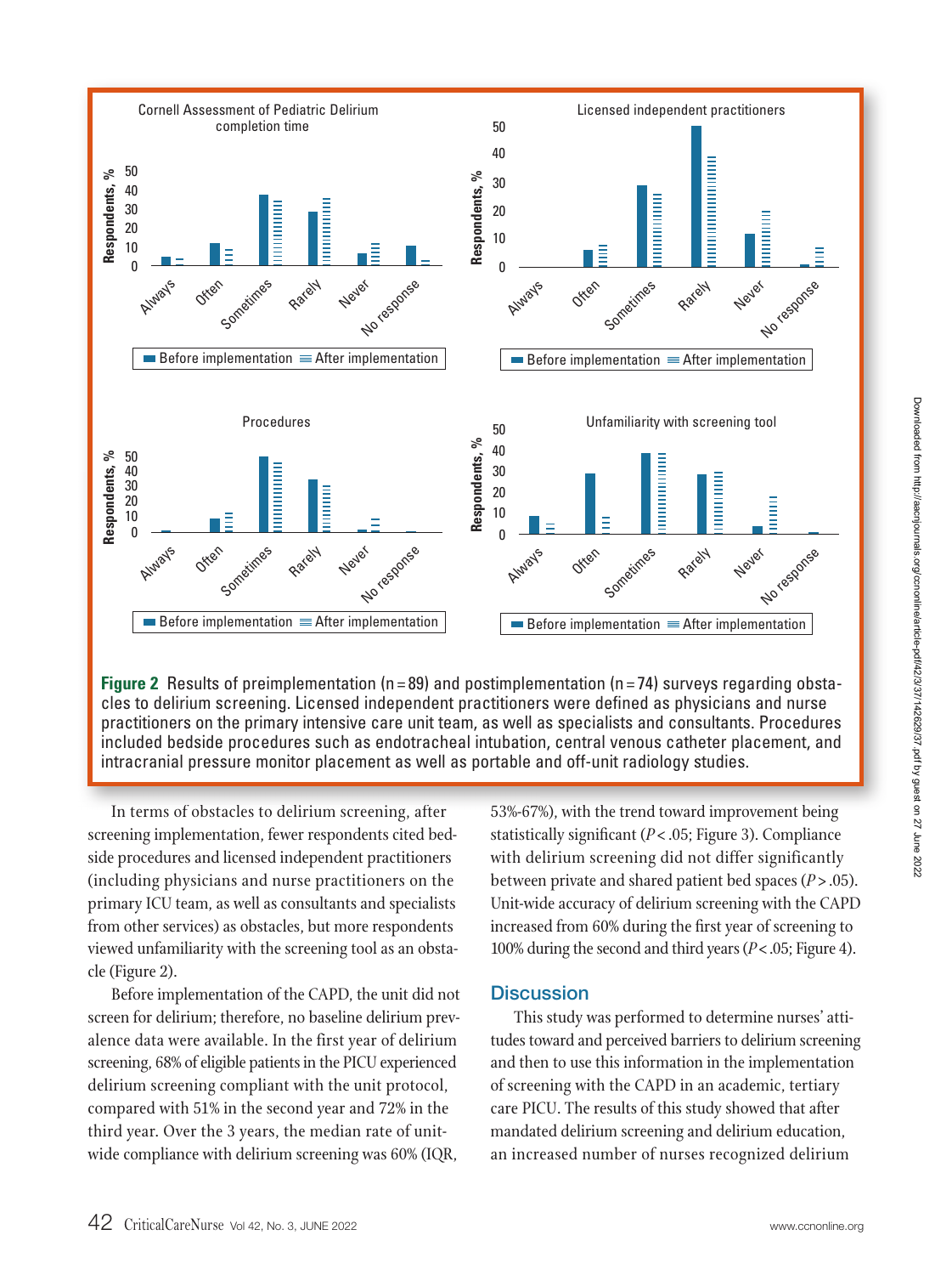Figure 2 Results of preimplementation (n = 89) and postimplementation (n = 74) surveys regarding obstacles to delirium screening. Licensed independent practitioners were defined as physicians and nurse practitioners on the primary intensive care unit team, as well as specialists and consultants. Procedures included bedside procedures such as endotracheal intubation, central venous catheter placement, and intracranial pressure monitor placement as well as portable and off-unit radiology studies.

In terms of obstacles to delirium screening, after screening implementation, fewer respondents cited bedside procedures and licensed independent practitioners (including physicians and nurse practitioners on the primary ICU team, as well as consultants and specialists from other services) as obstacles, but more respondents viewed unfamiliarity with the screening tool as an obstacle (Figure 2).

Before implementation of the CAPD, the unit did not screen for delirium; therefore, no baseline delirium prevalence data were available. In the first year of delirium screening, 68% of eligible patients in the PICU experienced delirium screening compliant with the unit protocol, compared with 51% in the second year and 72% in the third year. Over the 3 years, the median rate of unit-wide compliance with delirium screening was 60% (IQR, 53%-67%), with the trend toward improvement being statistically significant ($P < .05$; Figure 3). Compliance with delirium screening did not differ significantly between private and shared patient bed spaces ($P > .05$). Unit-wide accuracy of delirium screening with the CAPD increased from 60% during the first year of screening to 100% during the second and third years ($P < .05$; Figure 4).

## Discussion

This study was performed to determine nurses' attitudes toward and perceived barriers to delirium screening and then to use this information in the implementation of screening with the CAPD in an academic, tertiary care PICU. The results of this study showed that after mandated delirium screening and delirium education, an increased number of nurses recognized delirium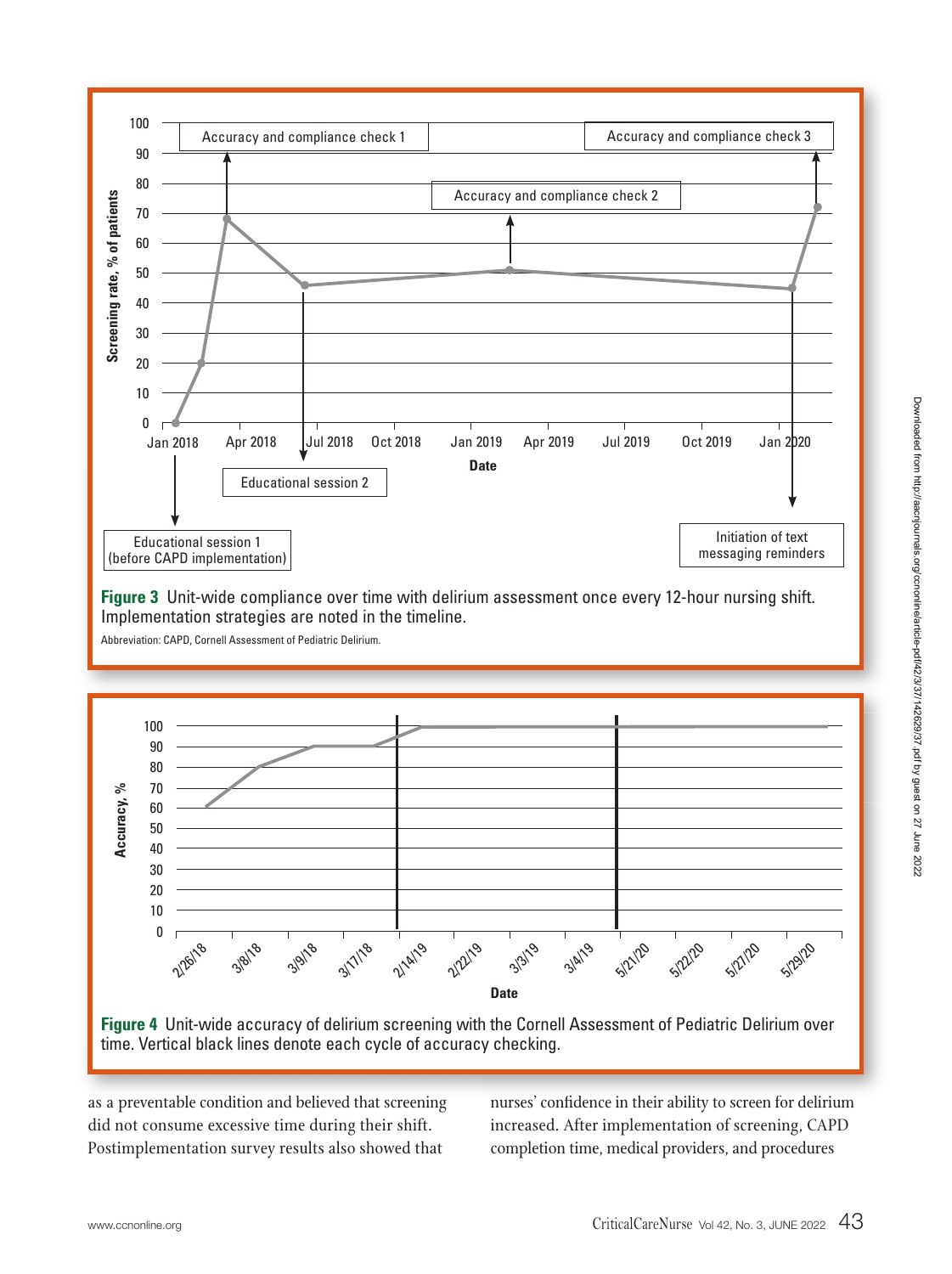Accuracy and compliance check 1

Accuracy and compliance check 2

Accuracy and compliance check 3

Educational session 1 (before CAPD implementation)

Educational session 2

Initiation of text messaging reminders

**Figure 3** Unit-wide compliance over time with delirium assessment once every 12-hour nursing shift. Implementation strategies are noted in the timeline.

Abbreviation: CAPD, Cornell Assessment of Pediatric Delirium.

**Figure 4** Unit-wide accuracy of delirium screening with the Cornell Assessment of Pediatric Delirium over time. Vertical black lines denote each cycle of accuracy checking.

as a preventable condition and believed that screening did not consume excessive time during their shift. Postimplementation survey results also showed that nurses' confidence in their ability to screen for delirium increased. After implementation of screening, CAPD completion time, medical providers, and procedures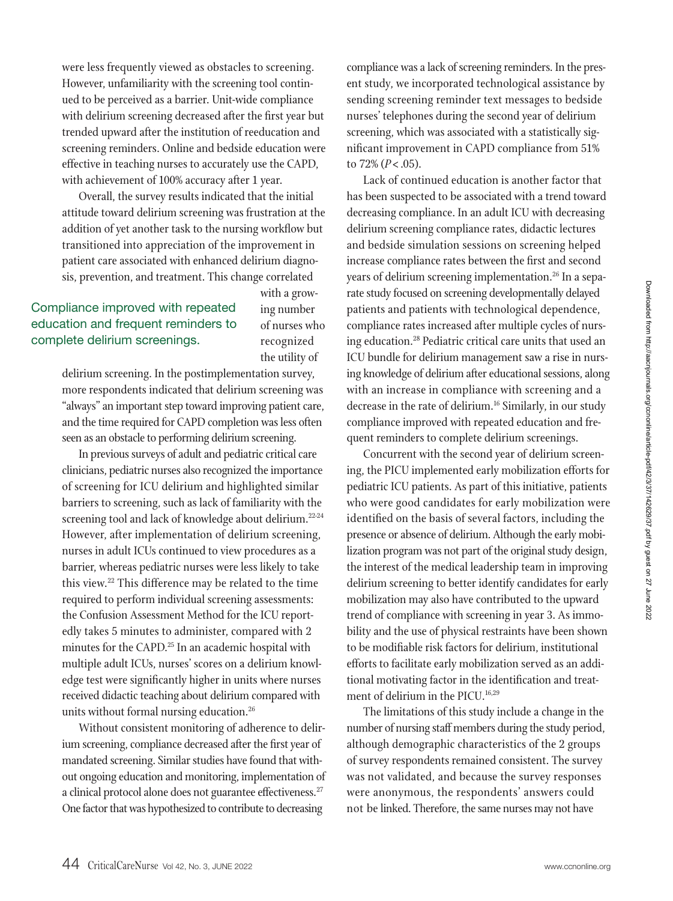were less frequently viewed as obstacles to screening. However, unfamiliarity with the screening tool continued to be perceived as a barrier. Unit-wide compliance with delirium screening decreased after the first year but trended upward after the institution of reeducation and screening reminders. Online and bedside education were effective in teaching nurses to accurately use the CAPD, with achievement of 100% accuracy after 1 year.

Overall, the survey results indicated that the initial attitude toward delirium screening was frustration at the addition of yet another task to the nursing workflow but transitioned into appreciation of the improvement in patient care associated with enhanced delirium diagnosis, prevention, and treatment. This change correlated with a growing number of nurses who recognized the utility of delirium screening. In the postimplementation survey, more respondents indicated that delirium screening was "always" an important step toward improving patient care, and the time required for CAPD completion was less often seen as an obstacle to performing delirium screening.

> Compliance improved with repeated education and frequent reminders to complete delirium screenings.

In previous surveys of adult and pediatric critical care clinicians, pediatric nurses also recognized the importance of screening for ICU delirium and highlighted similar barriers to screening, such as lack of familiarity with the screening tool and lack of knowledge about delirium.[22-24] However, after implementation of delirium screening, nurses in adult ICUs continued to view procedures as a barrier, whereas pediatric nurses were less likely to take this view.[22] This difference may be related to the time required to perform individual screening assessments: the Confusion Assessment Method for the ICU reportedly takes 5 minutes to administer, compared with 2 minutes for the CAPD.[25] In an academic hospital with multiple adult ICUs, nurses' scores on a delirium knowledge test were significantly higher in units where nurses received didactic teaching about delirium compared with units without formal nursing education.[26]

Without consistent monitoring of adherence to delirium screening, compliance decreased after the first year of mandated screening. Similar studies have found that without ongoing education and monitoring, implementation of a clinical protocol alone does not guarantee effectiveness.[27] One factor that was hypothesized to contribute to decreasing compliance was a lack of screening reminders. In the present study, we incorporated technological assistance by sending screening reminder text messages to bedside nurses' telephones during the second year of delirium screening, which was associated with a statistically significant improvement in CAPD compliance from 51% to 72% ($P < .05$).

Lack of continued education is another factor that has been suspected to be associated with a trend toward decreasing compliance. In an adult ICU with decreasing delirium screening compliance rates, didactic lectures and bedside simulation sessions on screening helped increase compliance rates between the first and second years of delirium screening implementation.[26] In a separate study focused on screening developmentally delayed patients and patients with technological dependence, compliance rates increased after multiple cycles of nursing education.[28] Pediatric critical care units that used an ICU bundle for delirium management saw a rise in nursing knowledge of delirium after educational sessions, along with an increase in compliance with screening and a decrease in the rate of delirium.[16] Similarly, in our study compliance improved with repeated education and frequent reminders to complete delirium screenings.

Concurrent with the second year of delirium screening, the PICU implemented early mobilization efforts for pediatric ICU patients. As part of this initiative, patients who were good candidates for early mobilization were identified on the basis of several factors, including the presence or absence of delirium. Although the early mobilization program was not part of the original study design, the interest of the medical leadership team in improving delirium screening to better identify candidates for early mobilization may also have contributed to the upward trend of compliance with screening in year 3. As immobility and the use of physical restraints have been shown to be modifiable risk factors for delirium, institutional efforts to facilitate early mobilization served as an additional motivating factor in the identification and treatment of delirium in the PICU.[16,29]

The limitations of this study include a change in the number of nursing staff members during the study period, although demographic characteristics of the 2 groups of survey respondents remained consistent. The survey was not validated, and because the survey responses were anonymous, the respondents' answers could not be linked. Therefore, the same nurses may not have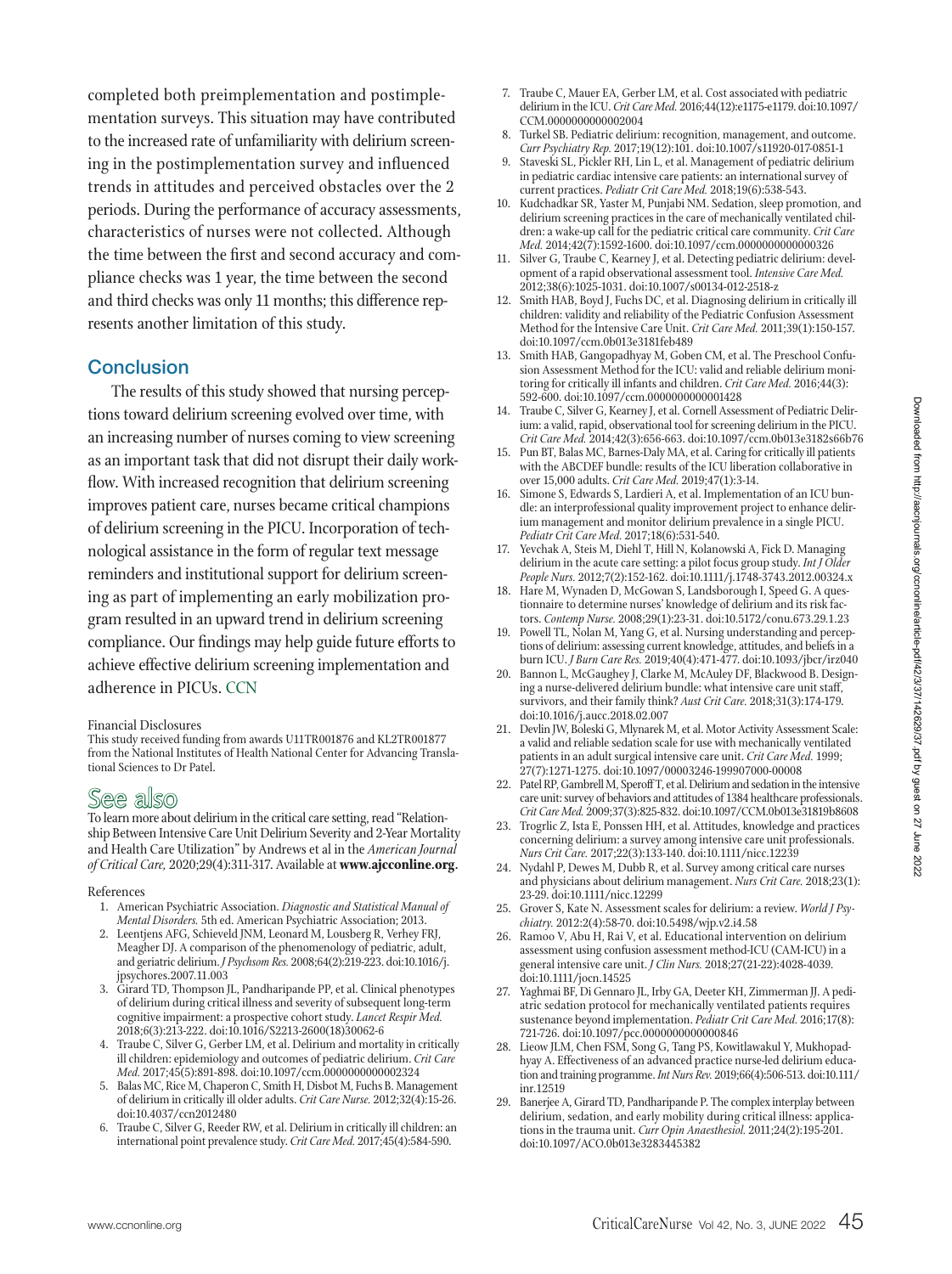completed both preimplementation and postimplementation surveys. This situation may have contributed to the increased rate of unfamiliarity with delirium screening in the postimplementation survey and influenced trends in attitudes and perceived obstacles over the 2 periods. During the performance of accuracy assessments, characteristics of nurses were not collected. Although the time between the first and second accuracy and compliance checks was 1 year, the time between the second and third checks was only 11 months; this difference represents another limitation of this study.

## Conclusion

The results of this study showed that nursing perceptions toward delirium screening evolved over time, with an increasing number of nurses coming to view screening as an important task that did not disrupt their daily workflow. With increased recognition that delirium screening improves patient care, nurses became critical champions of delirium screening in the PICU. Incorporation of technological assistance in the form of regular text message reminders and institutional support for delirium screening as part of implementing an early mobilization program resulted in an upward trend in delirium screening compliance. Our findings may help guide future efforts to achieve effective delirium screening implementation and adherence in PICUs. CCN

Financial Disclosures

This study received funding from awards U11TR001876 and KL2TR001877 from the National Institutes of Health National Center for Advancing Translational Sciences to Dr Patel.

## See also

To learn more about delirium in the critical care setting, read "Relationship Between Intensive Care Unit Delirium Severity and 2-Year Mortality and Health Care Utilization" by Andrews et al in the *American Journal of Critical Care,* 2020;29(4):311-317. Available at **www.ajcconline.org**.

References

1. American Psychiatric Association. *Diagnostic and Statistical Manual of Mental Disorders.* 5th ed. American Psychiatric Association; 2013.
2. Leentjens AFG, Schieveld JNM, Leonard M, Lousberg R, Verhey FRJ, Meagher DJ. A comparison of the phenomenology of pediatric, adult, and geriatric delirium. *J Psychosom Res.* 2008;64(2):219-223. doi:10.1016/j.jpsychores.2007.11.003
3. Girard TD, Thompson JL, Pandharipande PP, et al. Clinical phenotypes of delirium during critical illness and severity of subsequent long-term cognitive impairment: a prospective cohort study. *Lancet Respir Med.* 2018;6(3):213-222. doi:10.1016/S2213-2600(18)30062-6
4. Traube C, Silver G, Gerber LM, et al. Delirium and mortality in critically ill children: epidemiology and outcomes of pediatric delirium. *Crit Care Med.* 2017;45(5):891-898. doi:10.1097/ccm.0000000000002324
5. Balas MC, Rice M, Chaperon C, Smith H, Disbot M, Fuchs B. Management of delirium in critically ill older adults. *Crit Care Nurse.* 2012;32(4):15-26. doi:10.4037/ccn2012480
6. Traube C, Silver G, Reeder RW, et al. Delirium in critically ill children: an international point prevalence study. *Crit Care Med.* 2017;45(4):584-590.
7. Traube C, Mauer EA, Gerber LM, et al. Cost associated with pediatric delirium in the ICU. *Crit Care Med.* 2016;44(12):e1175-e1179. doi:10.1097/CCM.0000000000002004
8. Turkel SB. Pediatric delirium: recognition, management, and outcome. *Curr Psychiatry Rep.* 2017;19(12):101. doi:10.1007/s11920-017-0851-1
9. Staveski SL, Pickler RH, Lin L, et al. Management of pediatric delirium in pediatric cardiac intensive care patients: an international survey of current practices. *Pediatr Crit Care Med.* 2018;19(6):538-543.
10. Kudchadkar SR, Yaster M, Punjabi NM. Sedation, sleep promotion, and delirium screening practices in the care of mechanically ventilated children: a wake-up call for the pediatric critical care community. *Crit Care Med.* 2014;42(7):1592-1600. doi:10.1097/ccm.0000000000000326
11. Silver G, Traube C, Kearney J, et al. Detecting pediatric delirium: development of a rapid observational assessment tool. *Intensive Care Med.* 2012;38(6):1025-1031. doi:10.1007/s00134-012-2518-z
12. Smith HAB, Boyd J, Fuchs DC, et al. Diagnosing delirium in critically ill children: validity and reliability of the Pediatric Confusion Assessment Method for the Intensive Care Unit. *Crit Care Med.* 2011;39(1):150-157. doi:10.1097/ccm.0b013e3181feb489
13. Smith HAB, Gangopadhyay M, Goben CM, et al. The Preschool Confusion Assessment Method for the ICU: valid and reliable delirium monitoring for critically ill infants and children. *Crit Care Med.* 2016;44(3):592-600. doi:10.1097/ccm.0000000000001428
14. Traube C, Silver G, Kearney J, et al. Cornell Assessment of Pediatric Delirium: a valid, rapid, observational tool for screening delirium in the PICU. *Crit Care Med.* 2014;42(3):656-663. doi:10.1097/ccm.0b013e3182a66b76
15. Pun BT, Balas MC, Barnes-Daly MA, et al. Caring for critically ill patients with the ABCDEF bundle: results of the ICU liberation collaborative in over 15,000 adults. *Crit Care Med.* 2019;47(1):3-14.
16. Simone S, Edwards S, Lardieri A, et al. Implementation of an ICU bundle: an interprofessional quality improvement project to enhance delirium management and monitor delirium prevalence in a single PICU. *Pediatr Crit Care Med.* 2017;18(6):531-540.
17. Yevchak A, Steis M, Diehl T, Hill N, Kolanowski A, Fick D. Managing delirium in the acute care setting: a pilot focus group study. *Int J Older People Nurs.* 2012;7(2):152-162. doi:10.1111/j.1748-3743.2012.00324.x
18. Hare M, Wynaden D, McGowan S, Landsborough I, Speed G. A questionnaire to determine nurses' knowledge of delirium and its risk factors. *Contemp Nurse.* 2008;29(1):23-31. doi:10.5172/conu.673.29.1.23
19. Powell TL, Nolan M, Yang G, et al. Nursing understanding and perceptions of delirium: assessing current knowledge, attitudes, and beliefs in a burn ICU. *J Burn Care Res.* 2019;40(4):471-477. doi:10.1093/jbcr/irz040
20. Bannon L, McGaughey J, Clarke M, McAuley DF, Blackwood B. Designing a nurse-delivered delirium bundle: what intensive care unit staff, survivors, and their family think? *Aust Crit Care.* 2018;31(3):174-179. doi:10.1016/j.aucc.2018.02.007
21. Devlin JW, Boleski G, Mlynarek M, et al. Motor Activity Assessment Scale: a valid and reliable sedation scale for use with mechanically ventilated patients in an adult surgical intensive care unit. *Crit Care Med.* 1999;27(7):1271-1275. doi:10.1097/00003246-199907000-00008
22. Patel RP, Gambrell M, Speroff T, et al. Delirium and sedation in the intensive care unit: survey of behaviors and attitudes of 1384 healthcare professionals. *Crit Care Med.* 2009;37(3):825-832. doi:10.1097/CCM.0b013e31819b8608
23. Trogrlic Z, Ista E, Ponssen HH, et al. Attitudes, knowledge and practices concerning delirium: a survey among intensive care unit professionals. *Nurs Crit Care.* 2017;22(3):133-140. doi:10.1111/nicc.12239
24. Nydahl P, Dewes M, Dubb R, et al. Survey among critical care nurses and physicians about delirium management. *Nurs Crit Care.* 2018;23(1):23-29. doi:10.1111/nicc.12299
25. Grover S, Kate N. Assessment scales for delirium: a review. *World J Psychiatry.* 2012;2(4):58-70. doi:10.5498/wjp.v2.i4.58
26. Ramoo V, Abu H, Rai V, et al. Educational intervention on delirium assessment using confusion assessment method-ICU (CAM-ICU) in a general intensive care unit. *J Clin Nurs.* 2018;27(21-22):4028-4039. doi:10.1111/jocn.14525
27. Yaghmai BF, Di Gennaro JL, Irby GA, Deeter KH, Zimmerman JJ. A pediatric sedation protocol for mechanically ventilated patients requires sustenance beyond implementation. *Pediatr Crit Care Med.* 2016;17(8):721-726. doi:10.1097/pcc.0000000000000846
28. Lieow JLM, Chen FSM, Song G, Tang PS, Kowitlawakul Y, Mukhopadhyay A. Effectiveness of an advanced practice nurse-led delirium education and training programme. *Int Nurs Rev.* 2019;66(4):506-513. doi:10.1111/inr.12519
29. Banerjee A, Girard TD, Pandharipande P. The complex interplay between delirium, sedation, and early mobility during critical illness: applications in the trauma unit. *Curr Opin Anaesthesiol.* 2011;24(2):195-201. doi:10.1097/ACO.0b013e3283445382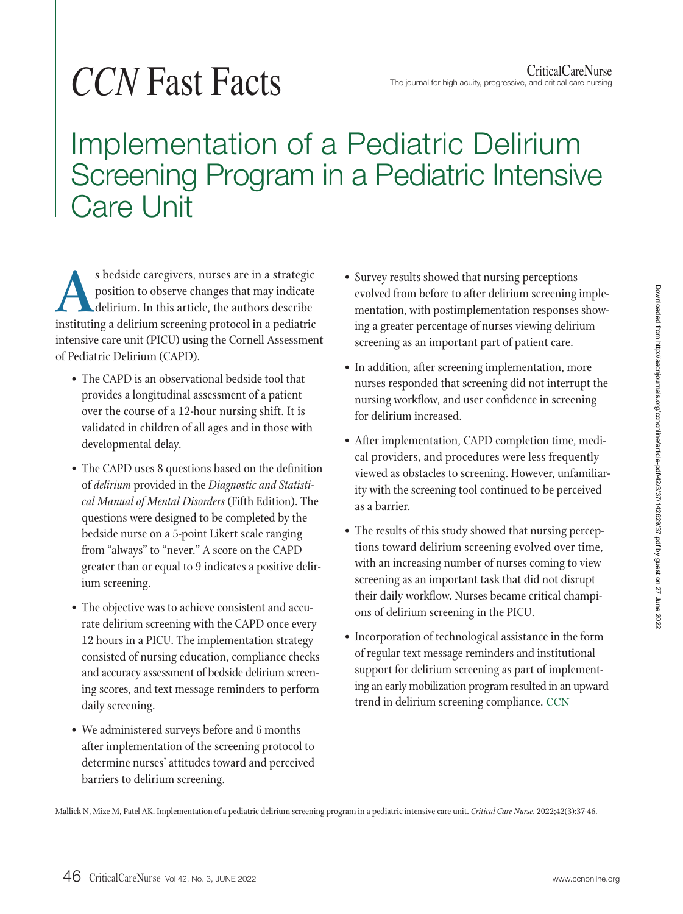# *CCN* Fast Facts

## Implementation of a Pediatric Delirium Screening Program in a Pediatric Intensive Care Unit

As bedside caregivers, nurses are in a strategic position to observe changes that may indicate delirium. In this article, the authors describe instituting a delirium screening protocol in a pediatric intensive care unit (PICU) using the Cornell Assessment of Pediatric Delirium (CAPD).

- The CAPD is an observational bedside tool that provides a longitudinal assessment of a patient over the course of a 12-hour nursing shift. It is validated in children of all ages and in those with developmental delay.
- The CAPD uses 8 questions based on the definition of *delirium* provided in the *Diagnostic and Statistical Manual of Mental Disorders* (Fifth Edition). The questions were designed to be completed by the bedside nurse on a 5-point Likert scale ranging from "always" to "never." A score on the CAPD greater than or equal to 9 indicates a positive delirium screening.
- The objective was to achieve consistent and accurate delirium screening with the CAPD once every 12 hours in a PICU. The implementation strategy consisted of nursing education, compliance checks and accuracy assessment of bedside delirium screening scores, and text message reminders to perform daily screening.
- We administered surveys before and 6 months after implementation of the screening protocol to determine nurses' attitudes toward and perceived barriers to delirium screening.
- Survey results showed that nursing perceptions evolved from before to after delirium screening implementation, with postimplementation responses showing a greater percentage of nurses viewing delirium screening as an important part of patient care.
- In addition, after screening implementation, more nurses responded that screening did not interrupt the nursing workflow, and user confidence in screening for delirium increased.
- After implementation, CAPD completion time, medical providers, and procedures were less frequently viewed as obstacles to screening. However, unfamiliarity with the screening tool continued to be perceived as a barrier.
- The results of this study showed that nursing perceptions toward delirium screening evolved over time, with an increasing number of nurses coming to view screening as an important task that did not disrupt their daily workflow. Nurses became critical champions of delirium screening in the PICU.
- Incorporation of technological assistance in the form of regular text message reminders and institutional support for delirium screening as part of implementing an early mobilization program resulted in an upward trend in delirium screening compliance. CCN

Mallick N, Mize M, Patel AK. Implementation of a pediatric delirium screening program in a pediatric intensive care unit. *Critical Care Nurse*. 2022;42(3):37-46.